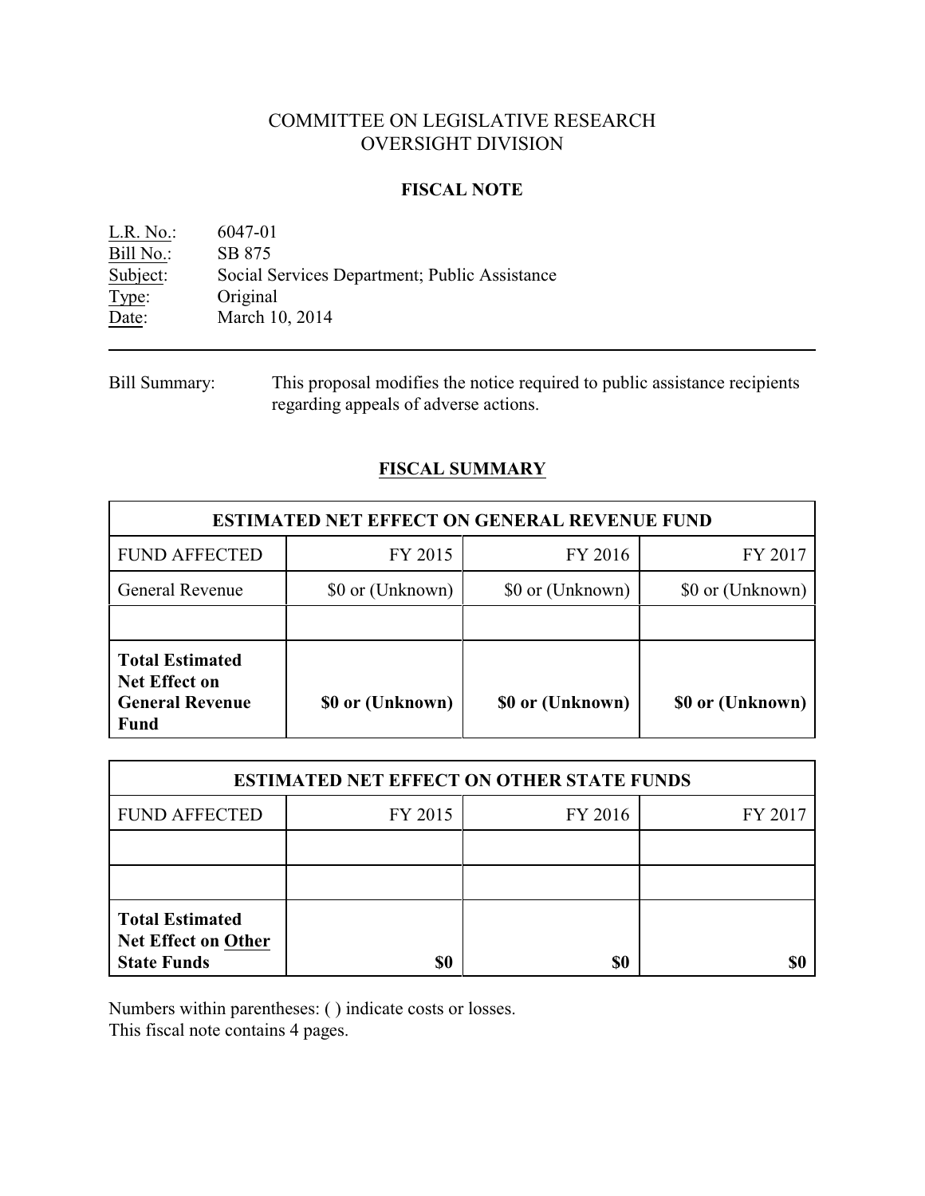# COMMITTEE ON LEGISLATIVE RESEARCH
# OVERSIGHT DIVISION

## FISCAL NOTE

L.R. No.: 6047-01
Bill No.: SB 875
Subject: Social Services Department; Public Assistance
Type: Original
Date: March 10, 2014

---

Bill Summary: This proposal modifies the notice required to public assistance recipients regarding appeals of adverse actions.

## FISCAL SUMMARY

| ESTIMATED NET EFFECT ON GENERAL REVENUE FUND | | | |
|---|---|---|---|
| FUND AFFECTED | FY 2015 | FY 2016 | FY 2017 |
| General Revenue | $0 or (Unknown) | $0 or (Unknown) | $0 or (Unknown) |
| | | | |
| **Total Estimated Net Effect on General Revenue Fund** | **$0 or (Unknown)** | **$0 or (Unknown)** | **$0 or (Unknown)** |

| ESTIMATED NET EFFECT ON OTHER STATE FUNDS | | | |
|---|---|---|---|
| FUND AFFECTED | FY 2015 | FY 2016 | FY 2017 |
| | | | |
| | | | |
| **Total Estimated Net Effect on Other State Funds** | **$0** | **$0** | **$0** |

Numbers within parentheses: ( ) indicate costs or losses.
This fiscal note contains 4 pages.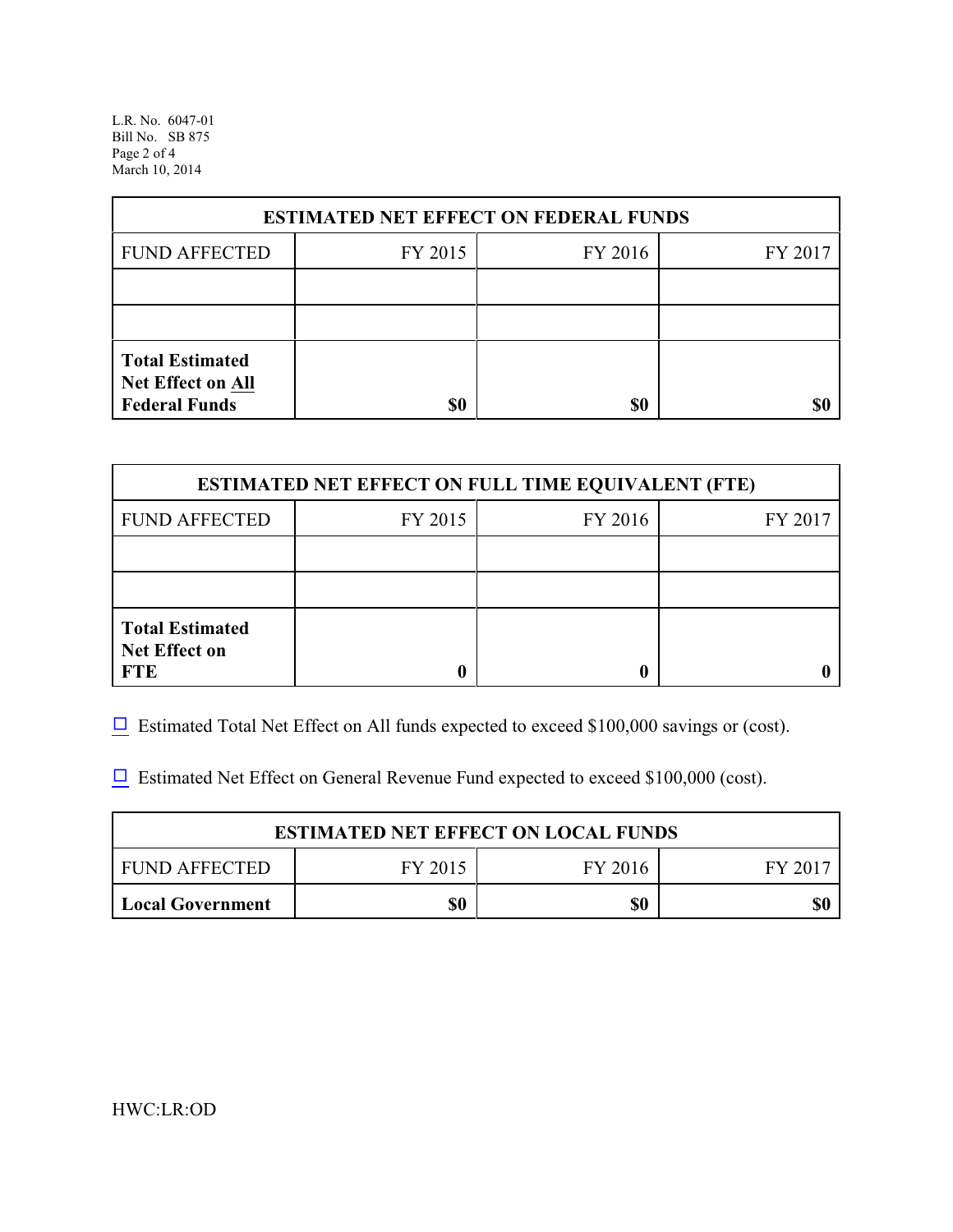| ESTIMATED NET EFFECT ON FEDERAL FUNDS | | | |
|---|---|---|---|
| FUND AFFECTED | FY 2015 | FY 2016 | FY 2017 |
| | | | |
| | | | |
| **Total Estimated Net Effect on All Federal Funds** | **$0** | **$0** | **$0** |

| ESTIMATED NET EFFECT ON FULL TIME EQUIVALENT (FTE) | | | |
|---|---|---|---|
| FUND AFFECTED | FY 2015 | FY 2016 | FY 2017 |
| | | | |
| | | | |
| **Total Estimated Net Effect on FTE** | **0** | **0** | **0** |

☐ Estimated Total Net Effect on All funds expected to exceed $100,000 savings or (cost).

☐ Estimated Net Effect on General Revenue Fund expected to exceed $100,000 (cost).

| ESTIMATED NET EFFECT ON LOCAL FUNDS | | | |
|---|---|---|---|
| FUND AFFECTED | FY 2015 | FY 2016 | FY 2017 |
| **Local Government** | **$0** | **$0** | **$0** |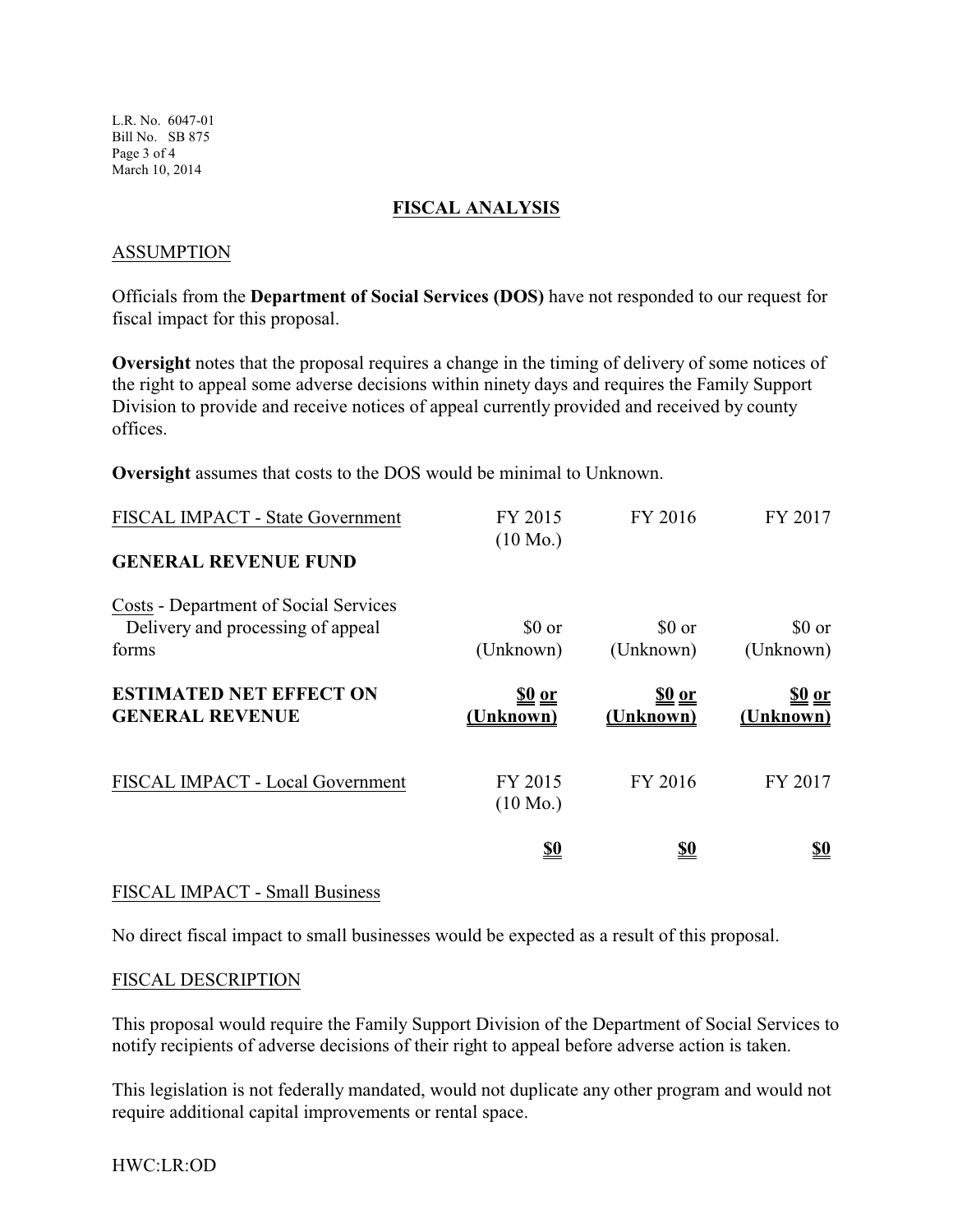## FISCAL ANALYSIS

### ASSUMPTION

Officials from the **Department of Social Services (DOS)** have not responded to our request for fiscal impact for this proposal.

**Oversight** notes that the proposal requires a change in the timing of delivery of some notices of the right to appeal some adverse decisions within ninety days and requires the Family Support Division to provide and receive notices of appeal currently provided and received by county offices.

**Oversight** assumes that costs to the DOS would be minimal to Unknown.

| FISCAL IMPACT - State Government | FY 2015 (10 Mo.) | FY 2016 | FY 2017 |
|---|---|---|---|
| **GENERAL REVENUE FUND** | | | |
| Costs - Department of Social Services Delivery and processing of appeal forms | $0 or (Unknown) | $0 or (Unknown) | $0 or (Unknown) |
| **ESTIMATED NET EFFECT ON GENERAL REVENUE** | **$0 or (Unknown)** | **$0 or (Unknown)** | **$0 or (Unknown)** |

| FISCAL IMPACT - Local Government | FY 2015 (10 Mo.) | FY 2016 | FY 2017 |
|---|---|---|---|
| | **$0** | **$0** | **$0** |

### FISCAL IMPACT - Small Business

No direct fiscal impact to small businesses would be expected as a result of this proposal.

### FISCAL DESCRIPTION

This proposal would require the Family Support Division of the Department of Social Services to notify recipients of adverse decisions of their right to appeal before adverse action is taken.

This legislation is not federally mandated, would not duplicate any other program and would not require additional capital improvements or rental space.

HWC:LR:OD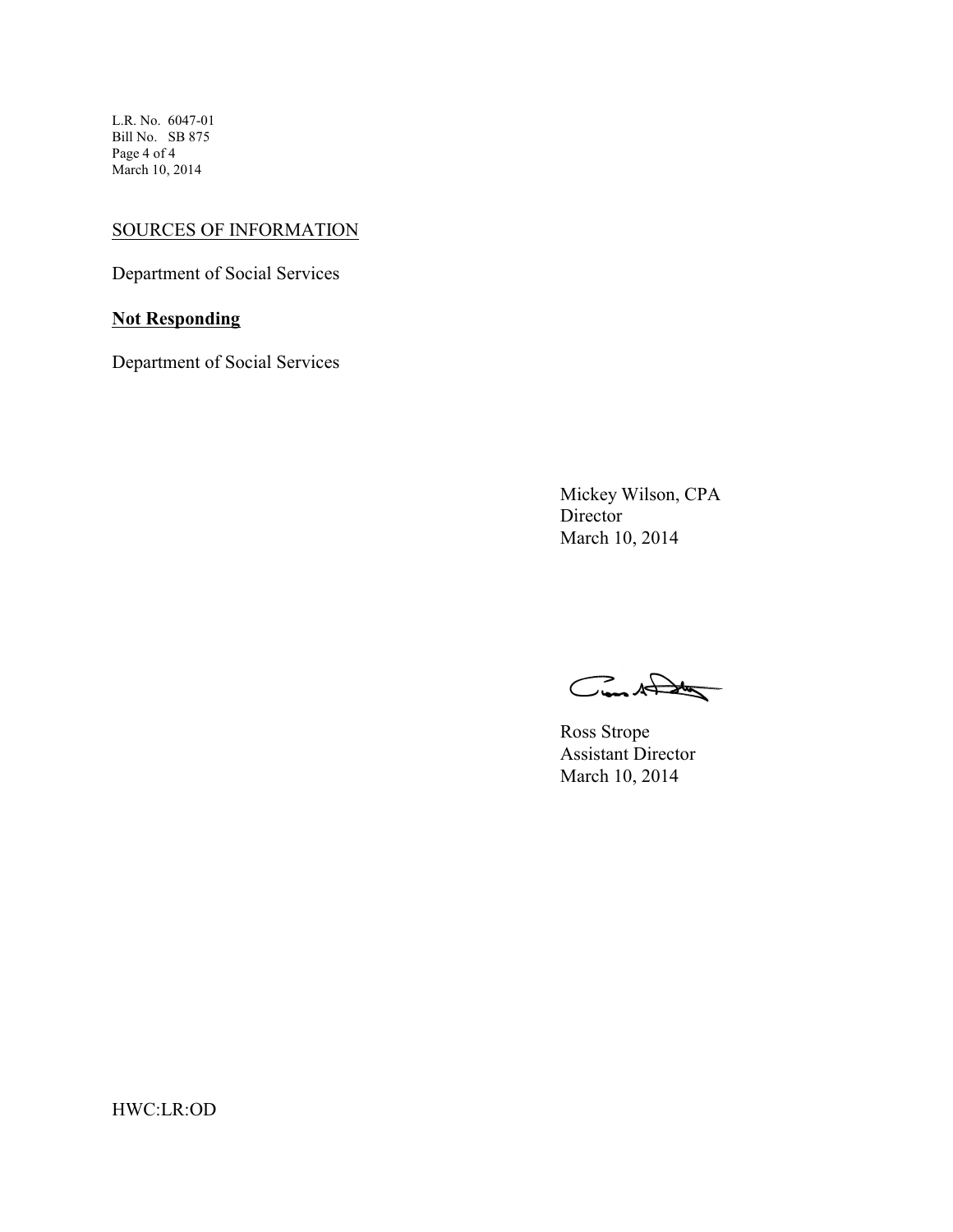## SOURCES OF INFORMATION

Department of Social Services

**Not Responding**

Department of Social Services

Mickey Wilson, CPA
Director
March 10, 2014

Ross Strope
Assistant Director
March 10, 2014

HWC:LR:OD